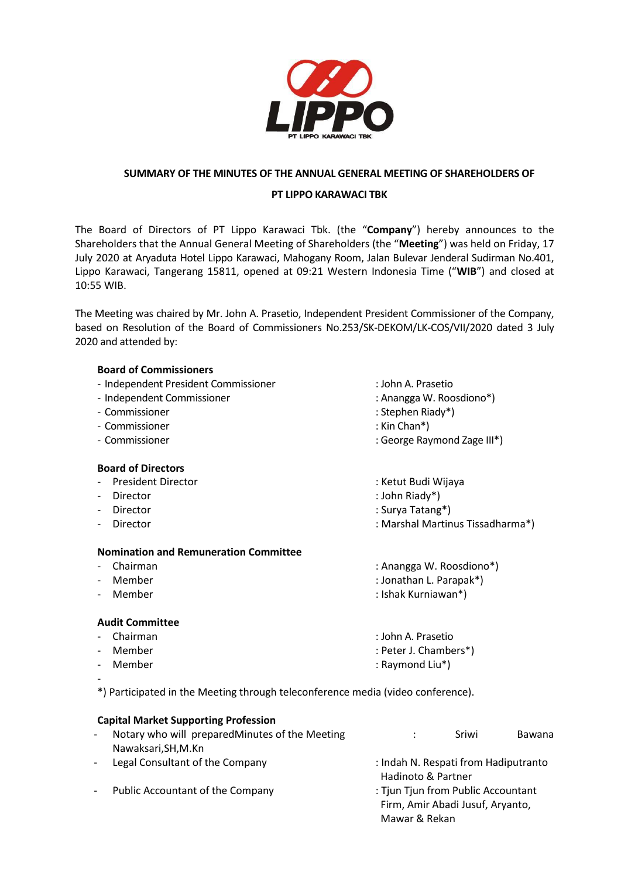## SUMMARY OF THE MINUTES OF THE ANNUAL GENERAL MEETING OF SHAREHOLDERS OF

## PT LIPPO KARAWACI TBK

The Board of Directors of PT Lippo Karawaci Tbk. (the "**Company**") hereby announces to the Shareholders that the Annual General Meeting of Shareholders (the "**Meeting**") was held on Friday, 17 July 2020 at Aryaduta Hotel Lippo Karawaci, Mahogany Room, Jalan Bulevar Jenderal Sudirman No.401, Lippo Karawaci, Tangerang 15811, opened at 09:21 Western Indonesia Time ("**WIB**") and closed at 10:55 WIB.

The Meeting was chaired by Mr. John A. Prasetio, Independent President Commissioner of the Company, based on Resolution of the Board of Commissioners No.253/SK-DEKOM/LK-COS/VII/2020 dated 3 July 2020 and attended by:

**Board of Commissioners**

- Independent President Commissioner : John A. Prasetio
- Independent Commissioner : Anangga W. Roosdiono*)
- Commissioner : Stephen Riady*)
- Commissioner : Kin Chan*)
- Commissioner : George Raymond Zage III*)

**Board of Directors**

- President Director : Ketut Budi Wijaya
- Director : John Riady*)
- Director : Surya Tatang*)
- Director : Marshal Martinus Tissadharma*)

**Nomination and Remuneration Committee**

- Chairman : Anangga W. Roosdiono*)
- Member : Jonathan L. Parapak*)
- Member : Ishak Kurniawan*)

**Audit Committee**

- Chairman : John A. Prasetio
- Member : Peter J. Chambers*)
- Member : Raymond Liu*)

*) Participated in the Meeting through teleconference media (video conference).

**Capital Market Supporting Profession**

- Notary who will preparedMinutes of the Meeting : Sriwi Bawana Nawaksari,SH,M.Kn
- Legal Consultant of the Company : Indah N. Respati from Hadiputranto Hadinoto & Partner
- Public Accountant of the Company : Tjun Tjun from Public Accountant Firm, Amir Abadi Jusuf, Aryanto, Mawar & Rekan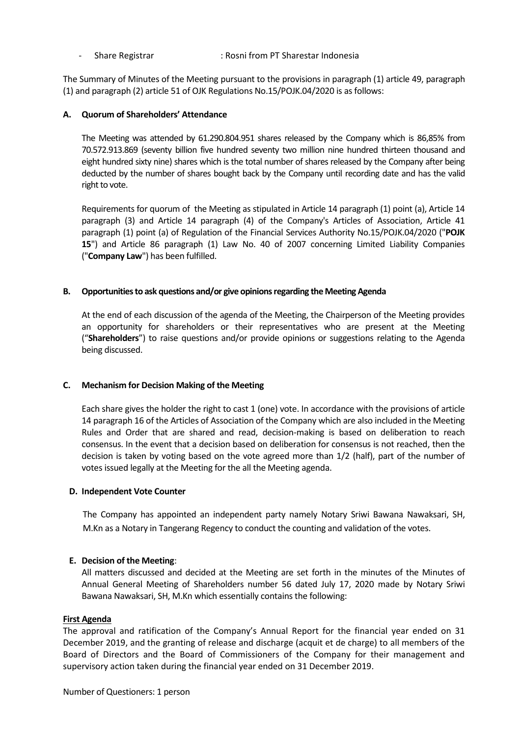- Share Registrar : Rosni from PT Sharestar Indonesia

The Summary of Minutes of the Meeting pursuant to the provisions in paragraph (1) article 49, paragraph (1) and paragraph (2) article 51 of OJK Regulations No.15/POJK.04/2020 is as follows:

**A. Quorum of Shareholders' Attendance**

The Meeting was attended by 61.290.804.951 shares released by the Company which is 86,85% from 70.572.913.869 (seventy billion five hundred seventy two million nine hundred thirteen thousand and eight hundred sixty nine) shares which is the total number of shares released by the Company after being deducted by the number of shares bought back by the Company until recording date and has the valid right to vote.

Requirements for quorum of the Meeting as stipulated in Article 14 paragraph (1) point (a), Article 14 paragraph (3) and Article 14 paragraph (4) of the Company's Articles of Association, Article 41 paragraph (1) point (a) of Regulation of the Financial Services Authority No.15/POJK.04/2020 ("**POJK 15**") and Article 86 paragraph (1) Law No. 40 of 2007 concerning Limited Liability Companies ("**Company Law**") has been fulfilled.

**B. Opportunities to ask questions and/or give opinions regarding the Meeting Agenda**

At the end of each discussion of the agenda of the Meeting, the Chairperson of the Meeting provides an opportunity for shareholders or their representatives who are present at the Meeting ("**Shareholders**") to raise questions and/or provide opinions or suggestions relating to the Agenda being discussed.

**C. Mechanism for Decision Making of the Meeting**

Each share gives the holder the right to cast 1 (one) vote. In accordance with the provisions of article 14 paragraph 16 of the Articles of Association of the Company which are also included in the Meeting Rules and Order that are shared and read, decision-making is based on deliberation to reach consensus. In the event that a decision based on deliberation for consensus is not reached, then the decision is taken by voting based on the vote agreed more than 1/2 (half), part of the number of votes issued legally at the Meeting for the all the Meeting agenda.

**D. Independent Vote Counter**

The Company has appointed an independent party namely Notary Sriwi Bawana Nawaksari, SH, M.Kn as a Notary in Tangerang Regency to conduct the counting and validation of the votes.

**E. Decision of the Meeting**:

All matters discussed and decided at the Meeting are set forth in the minutes of the Minutes of Annual General Meeting of Shareholders number 56 dated July 17, 2020 made by Notary Sriwi Bawana Nawaksari, SH, M.Kn which essentially contains the following:

**First Agenda**

The approval and ratification of the Company's Annual Report for the financial year ended on 31 December 2019, and the granting of release and discharge (acquit et de charge) to all members of the Board of Directors and the Board of Commissioners of the Company for their management and supervisory action taken during the financial year ended on 31 December 2019.

Number of Questioners: 1 person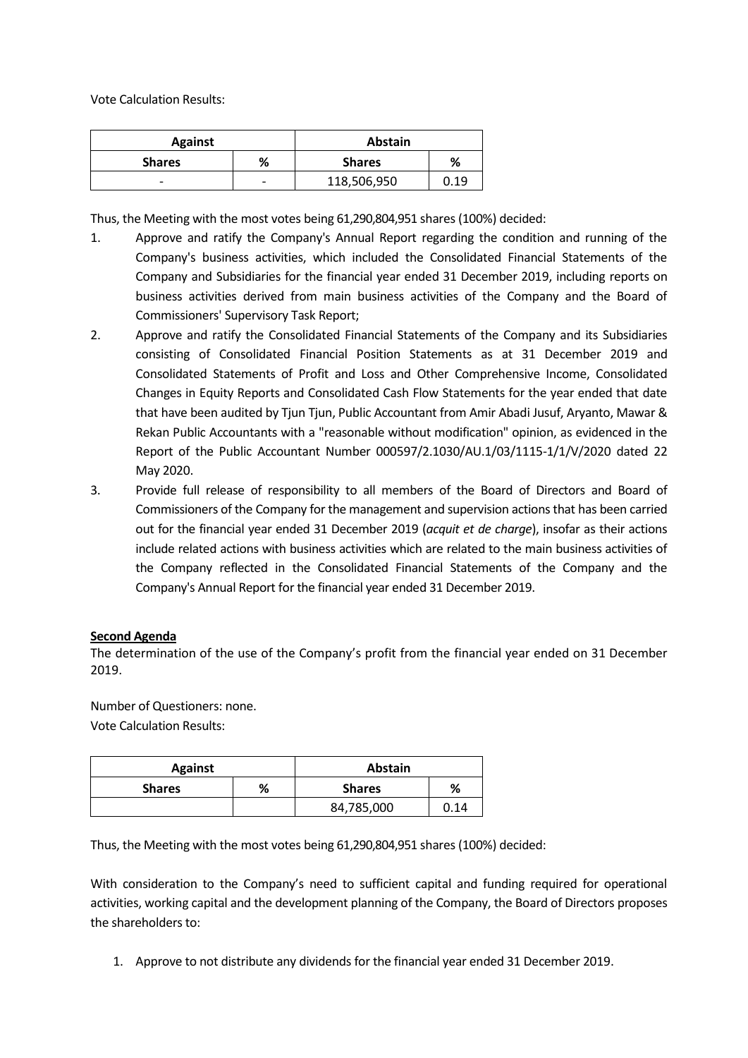Vote Calculation Results:

| Against | | Abstain | |
|---|---|---|---|
| Shares | % | Shares | % |
| - | - | 118,506,950 | 0.19 |

Thus, the Meeting with the most votes being 61,290,804,951 shares (100%) decided:

1. Approve and ratify the Company's Annual Report regarding the condition and running of the Company's business activities, which included the Consolidated Financial Statements of the Company and Subsidiaries for the financial year ended 31 December 2019, including reports on business activities derived from main business activities of the Company and the Board of Commissioners' Supervisory Task Report;
2. Approve and ratify the Consolidated Financial Statements of the Company and its Subsidiaries consisting of Consolidated Financial Position Statements as at 31 December 2019 and Consolidated Statements of Profit and Loss and Other Comprehensive Income, Consolidated Changes in Equity Reports and Consolidated Cash Flow Statements for the year ended that date that have been audited by Tjun Tjun, Public Accountant from Amir Abadi Jusuf, Aryanto, Mawar & Rekan Public Accountants with a "reasonable without modification" opinion, as evidenced in the Report of the Public Accountant Number 000597/2.1030/AU.1/03/1115-1/1/V/2020 dated 22 May 2020.
3. Provide full release of responsibility to all members of the Board of Directors and Board of Commissioners of the Company for the management and supervision actions that has been carried out for the financial year ended 31 December 2019 (*acquit et de charge*), insofar as their actions include related actions with business activities which are related to the main business activities of the Company reflected in the Consolidated Financial Statements of the Company and the Company's Annual Report for the financial year ended 31 December 2019.

**Second Agenda**

The determination of the use of the Company's profit from the financial year ended on 31 December 2019.

Number of Questioners: none.

Vote Calculation Results:

| Against | | Abstain | |
|---|---|---|---|
| Shares | % | Shares | % |
| | | 84,785,000 | 0.14 |

Thus, the Meeting with the most votes being 61,290,804,951 shares (100%) decided:

With consideration to the Company's need to sufficient capital and funding required for operational activities, working capital and the development planning of the Company, the Board of Directors proposes the shareholders to:

1. Approve to not distribute any dividends for the financial year ended 31 December 2019.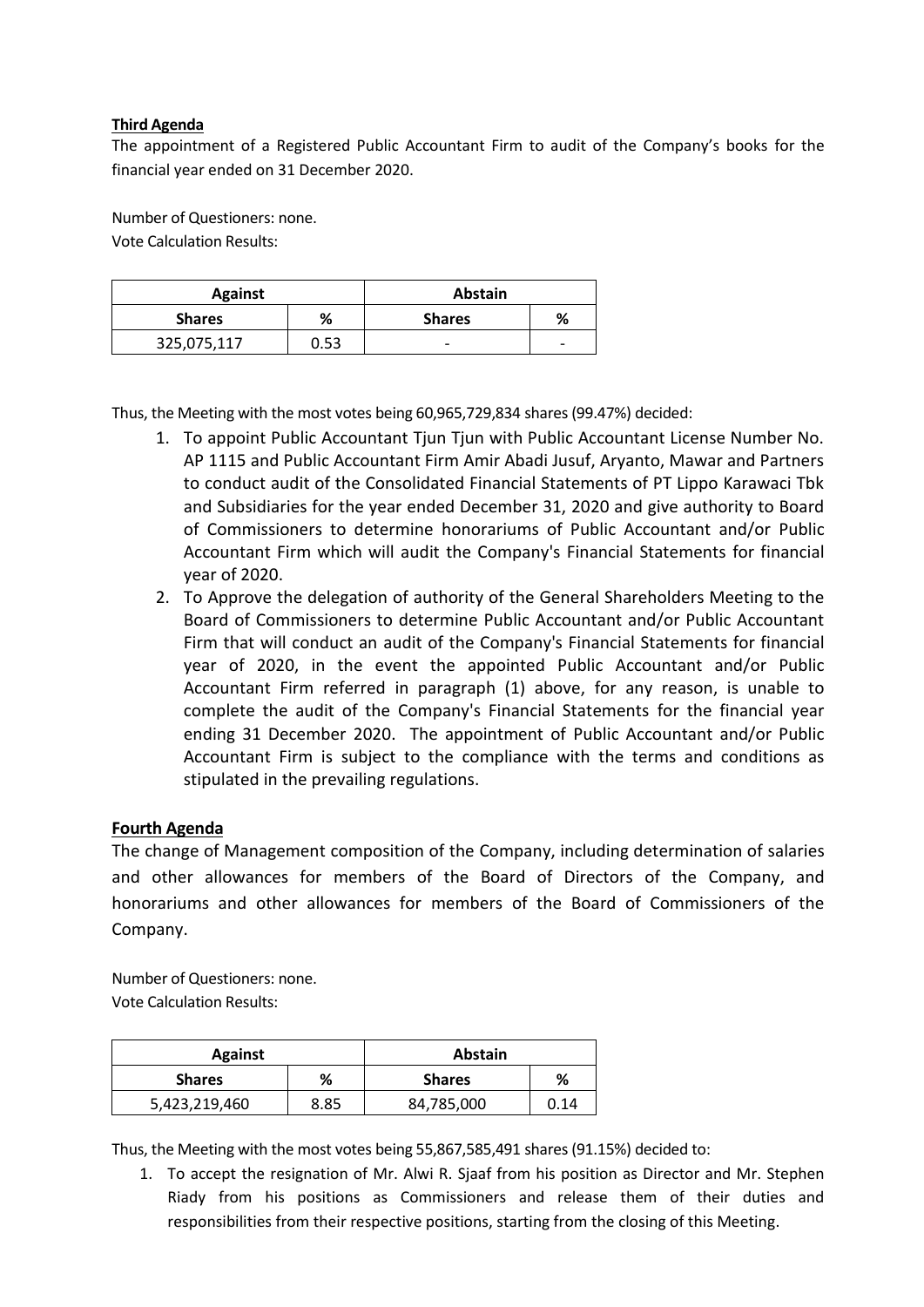**Third Agenda**

The appointment of a Registered Public Accountant Firm to audit of the Company's books for the financial year ended on 31 December 2020.

Number of Questioners: none.
Vote Calculation Results:

| Against | | Abstain | |
|---|---|---|---|
| **Shares** | **%** | **Shares** | **%** |
| 325,075,117 | 0.53 | - | - |

Thus, the Meeting with the most votes being 60,965,729,834 shares (99.47%) decided:

1. To appoint Public Accountant Tjun Tjun with Public Accountant License Number No. AP 1115 and Public Accountant Firm Amir Abadi Jusuf, Aryanto, Mawar and Partners to conduct audit of the Consolidated Financial Statements of PT Lippo Karawaci Tbk and Subsidiaries for the year ended December 31, 2020 and give authority to Board of Commissioners to determine honorariums of Public Accountant and/or Public Accountant Firm which will audit the Company's Financial Statements for financial year of 2020.
2. To Approve the delegation of authority of the General Shareholders Meeting to the Board of Commissioners to determine Public Accountant and/or Public Accountant Firm that will conduct an audit of the Company's Financial Statements for financial year of 2020, in the event the appointed Public Accountant and/or Public Accountant Firm referred in paragraph (1) above, for any reason, is unable to complete the audit of the Company's Financial Statements for the financial year ending 31 December 2020. The appointment of Public Accountant and/or Public Accountant Firm is subject to the compliance with the terms and conditions as stipulated in the prevailing regulations.

**Fourth Agenda**

The change of Management composition of the Company, including determination of salaries and other allowances for members of the Board of Directors of the Company, and honorariums and other allowances for members of the Board of Commissioners of the Company.

Number of Questioners: none.
Vote Calculation Results:

| Against | | Abstain | |
|---|---|---|---|
| **Shares** | **%** | **Shares** | **%** |
| 5,423,219,460 | 8.85 | 84,785,000 | 0.14 |

Thus, the Meeting with the most votes being 55,867,585,491 shares (91.15%) decided to:

1. To accept the resignation of Mr. Alwi R. Sjaaf from his position as Director and Mr. Stephen Riady from his positions as Commissioners and release them of their duties and responsibilities from their respective positions, starting from the closing of this Meeting.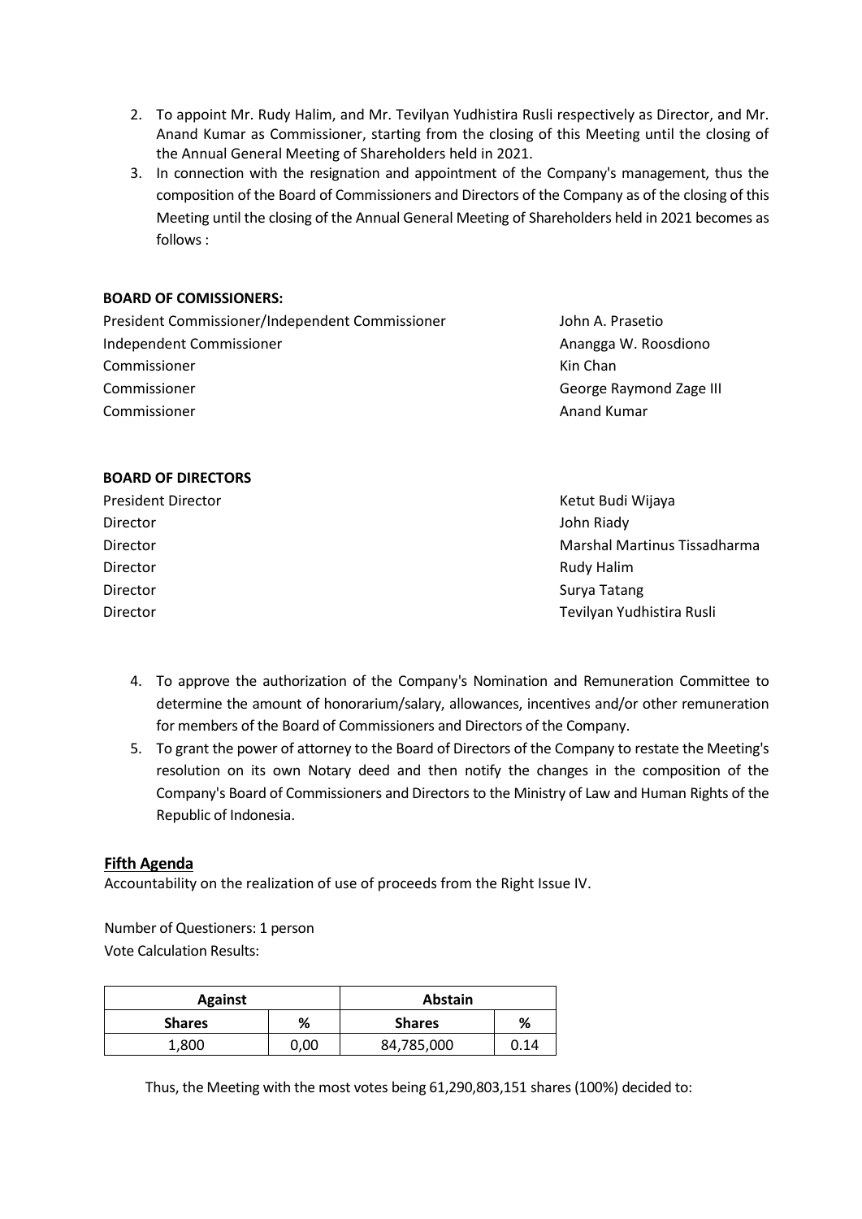2. To appoint Mr. Rudy Halim, and Mr. Tevilyan Yudhistira Rusli respectively as Director, and Mr. Anand Kumar as Commissioner, starting from the closing of this Meeting until the closing of the Annual General Meeting of Shareholders held in 2021.
3. In connection with the resignation and appointment of the Company's management, thus the composition of the Board of Commissioners and Directors of the Company as of the closing of this Meeting until the closing of the Annual General Meeting of Shareholders held in 2021 becomes as follows :

**BOARD OF COMISSIONERS:**

| | |
|---|---|
| President Commissioner/Independent Commissioner | John A. Prasetio |
| Independent Commissioner | Anangga W. Roosdiono |
| Commissioner | Kin Chan |
| Commissioner | George Raymond Zage III |
| Commissioner | Anand Kumar |

**BOARD OF DIRECTORS**

| | |
|---|---|
| President Director | Ketut Budi Wijaya |
| Director | John Riady |
| Director | Marshal Martinus Tissadharma |
| Director | Rudy Halim |
| Director | Surya Tatang |
| Director | Tevilyan Yudhistira Rusli |

4. To approve the authorization of the Company's Nomination and Remuneration Committee to determine the amount of honorarium/salary, allowances, incentives and/or other remuneration for members of the Board of Commissioners and Directors of the Company.
5. To grant the power of attorney to the Board of Directors of the Company to restate the Meeting's resolution on its own Notary deed and then notify the changes in the composition of the Company's Board of Commissioners and Directors to the Ministry of Law and Human Rights of the Republic of Indonesia.

**Fifth Agenda**

Accountability on the realization of use of proceeds from the Right Issue IV.

Number of Questioners: 1 person

Vote Calculation Results:

| Against | | Abstain | |
|---|---|---|---|
| **Shares** | **%** | **Shares** | **%** |
| 1,800 | 0,00 | 84,785,000 | 0.14 |

Thus, the Meeting with the most votes being 61,290,803,151 shares (100%) decided to: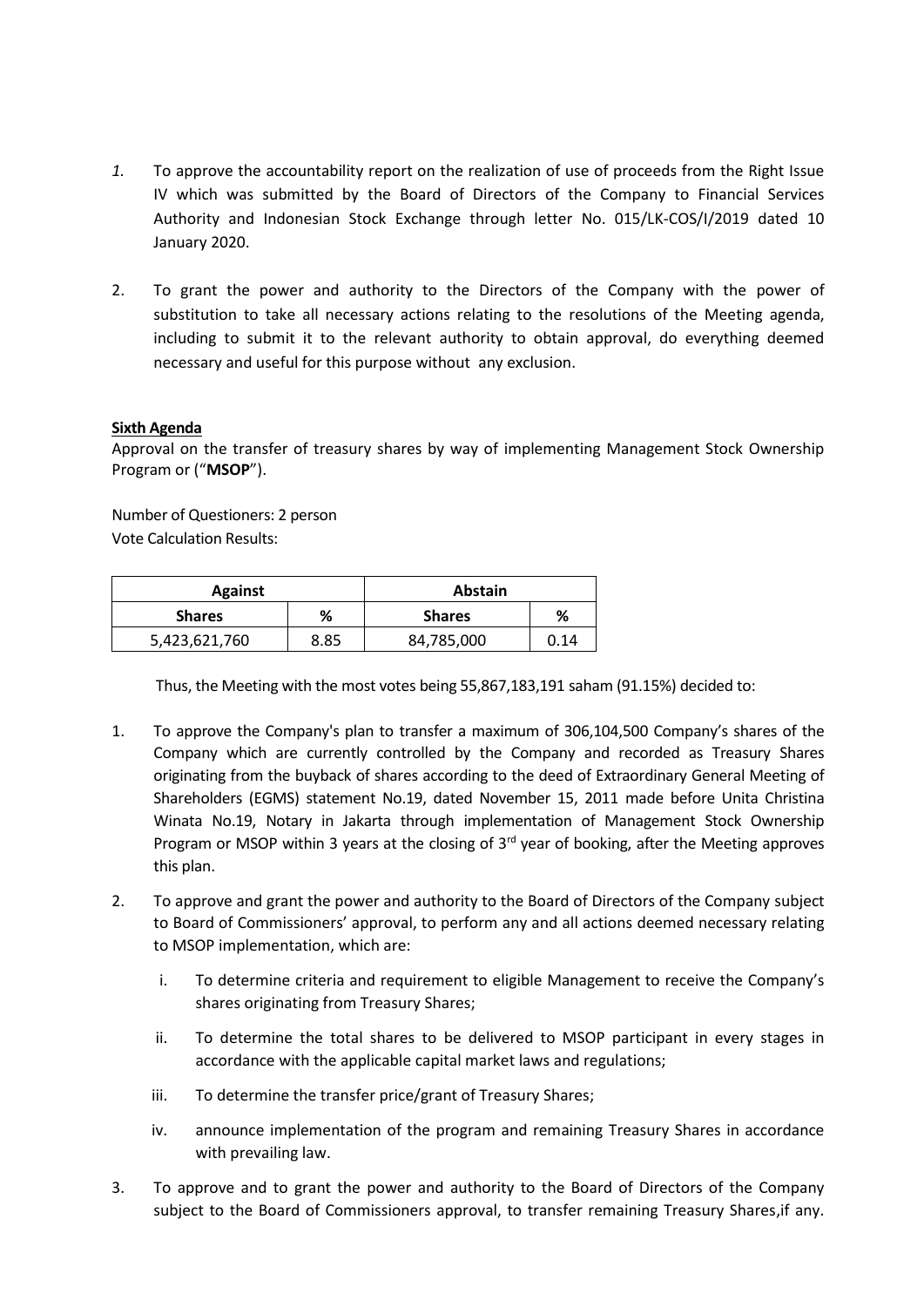1. To approve the accountability report on the realization of use of proceeds from the Right Issue IV which was submitted by the Board of Directors of the Company to Financial Services Authority and Indonesian Stock Exchange through letter No. 015/LK-COS/I/2019 dated 10 January 2020.

2. To grant the power and authority to the Directors of the Company with the power of substitution to take all necessary actions relating to the resolutions of the Meeting agenda, including to submit it to the relevant authority to obtain approval, do everything deemed necessary and useful for this purpose without any exclusion.

**Sixth Agenda**

Approval on the transfer of treasury shares by way of implementing Management Stock Ownership Program or ("**MSOP**").

Number of Questioners: 2 person
Vote Calculation Results:

| Against | | Abstain | |
|---|---|---|---|
| **Shares** | **%** | **Shares** | **%** |
| 5,423,621,760 | 8.85 | 84,785,000 | 0.14 |

Thus, the Meeting with the most votes being 55,867,183,191 saham (91.15%) decided to:

1. To approve the Company's plan to transfer a maximum of 306,104,500 Company's shares of the Company which are currently controlled by the Company and recorded as Treasury Shares originating from the buyback of shares according to the deed of Extraordinary General Meeting of Shareholders (EGMS) statement No.19, dated November 15, 2011 made before Unita Christina Winata No.19, Notary in Jakarta through implementation of Management Stock Ownership Program or MSOP within 3 years at the closing of 3rd year of booking, after the Meeting approves this plan.

2. To approve and grant the power and authority to the Board of Directors of the Company subject to Board of Commissioners' approval, to perform any and all actions deemed necessary relating to MSOP implementation, which are:

   i. To determine criteria and requirement to eligible Management to receive the Company's shares originating from Treasury Shares;

   ii. To determine the total shares to be delivered to MSOP participant in every stages in accordance with the applicable capital market laws and regulations;

   iii. To determine the transfer price/grant of Treasury Shares;

   iv. announce implementation of the program and remaining Treasury Shares in accordance with prevailing law.

3. To approve and to grant the power and authority to the Board of Directors of the Company subject to the Board of Commissioners approval, to transfer remaining Treasury Shares,if any.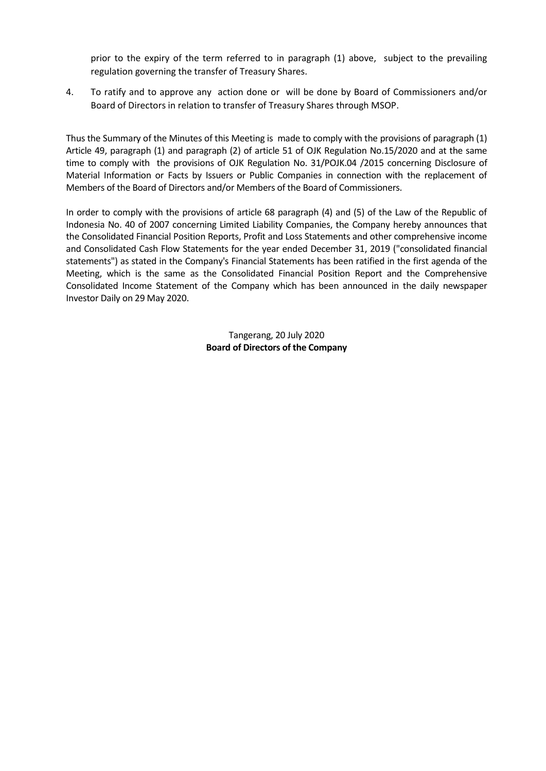prior to the expiry of the term referred to in paragraph (1) above, subject to the prevailing regulation governing the transfer of Treasury Shares.

4. To ratify and to approve any action done or will be done by Board of Commissioners and/or Board of Directors in relation to transfer of Treasury Shares through MSOP.

Thus the Summary of the Minutes of this Meeting is made to comply with the provisions of paragraph (1) Article 49, paragraph (1) and paragraph (2) of article 51 of OJK Regulation No.15/2020 and at the same time to comply with the provisions of OJK Regulation No. 31/POJK.04 /2015 concerning Disclosure of Material Information or Facts by Issuers or Public Companies in connection with the replacement of Members of the Board of Directors and/or Members of the Board of Commissioners.

In order to comply with the provisions of article 68 paragraph (4) and (5) of the Law of the Republic of Indonesia No. 40 of 2007 concerning Limited Liability Companies, the Company hereby announces that the Consolidated Financial Position Reports, Profit and Loss Statements and other comprehensive income and Consolidated Cash Flow Statements for the year ended December 31, 2019 ("consolidated financial statements") as stated in the Company's Financial Statements has been ratified in the first agenda of the Meeting, which is the same as the Consolidated Financial Position Report and the Comprehensive Consolidated Income Statement of the Company which has been announced in the daily newspaper Investor Daily on 29 May 2020.

Tangerang, 20 July 2020
**Board of Directors of the Company**